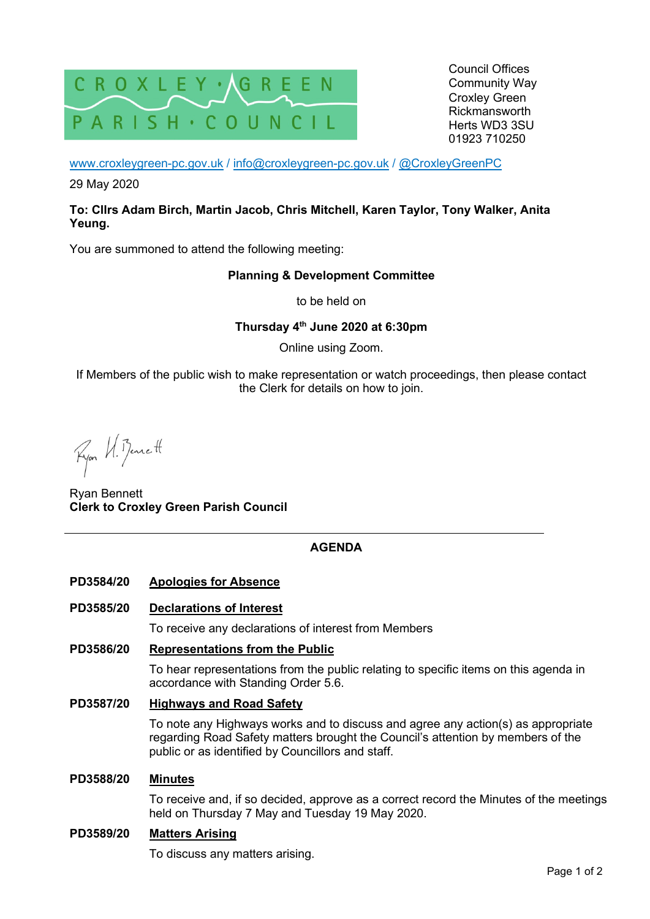CROXLEY GREEN PARISH COUNCIL

Council Offices
Community Way
Croxley Green
Rickmansworth
Herts WD3 3SU
01923 710250

www.croxleygreen-pc.gov.uk / info@croxleygreen-pc.gov.uk / @CroxleyGreenPC

29 May 2020

**To: Cllrs Adam Birch, Martin Jacob, Chris Mitchell, Karen Taylor, Tony Walker, Anita Yeung.**

You are summoned to attend the following meeting:

**Planning & Development Committee**

to be held on

**Thursday 4th June 2020 at 6:30pm**

Online using Zoom.

If Members of the public wish to make representation or watch proceedings, then please contact the Clerk for details on how to join.

Ryan Bennett
**Clerk to Croxley Green Parish Council**

---

## AGENDA

**PD3584/20** **Apologies for Absence**

**PD3585/20** **Declarations of Interest**

To receive any declarations of interest from Members

**PD3586/20** **Representations from the Public**

To hear representations from the public relating to specific items on this agenda in accordance with Standing Order 5.6.

**PD3587/20** **Highways and Road Safety**

To note any Highways works and to discuss and agree any action(s) as appropriate regarding Road Safety matters brought the Council's attention by members of the public or as identified by Councillors and staff.

**PD3588/20** **Minutes**

To receive and, if so decided, approve as a correct record the Minutes of the meetings held on Thursday 7 May and Tuesday 19 May 2020.

**PD3589/20** **Matters Arising**

To discuss any matters arising.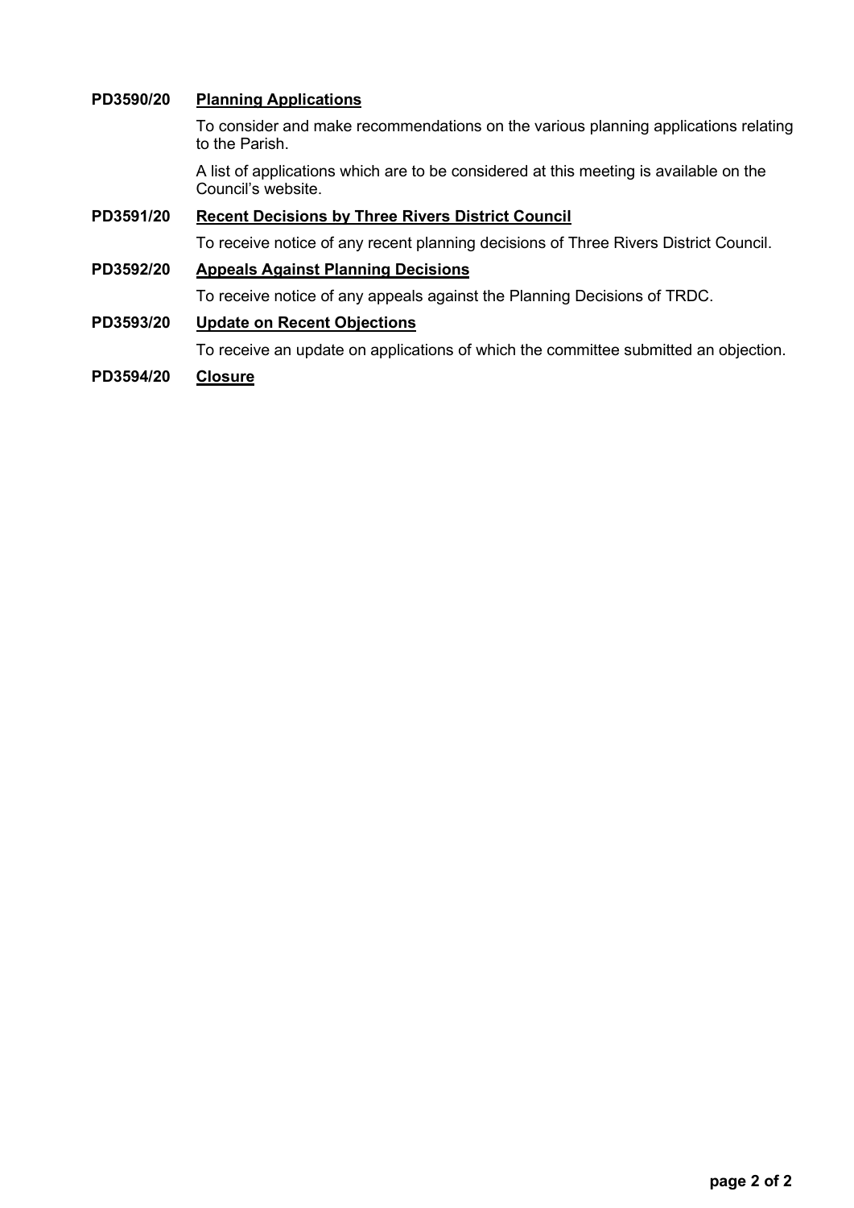**PD3590/20** **Planning Applications**

To consider and make recommendations on the various planning applications relating to the Parish.

A list of applications which are to be considered at this meeting is available on the Council's website.

**PD3591/20** **Recent Decisions by Three Rivers District Council**

To receive notice of any recent planning decisions of Three Rivers District Council.

**PD3592/20** **Appeals Against Planning Decisions**

To receive notice of any appeals against the Planning Decisions of TRDC.

**PD3593/20** **Update on Recent Objections**

To receive an update on applications of which the committee submitted an objection.

**PD3594/20** **Closure**